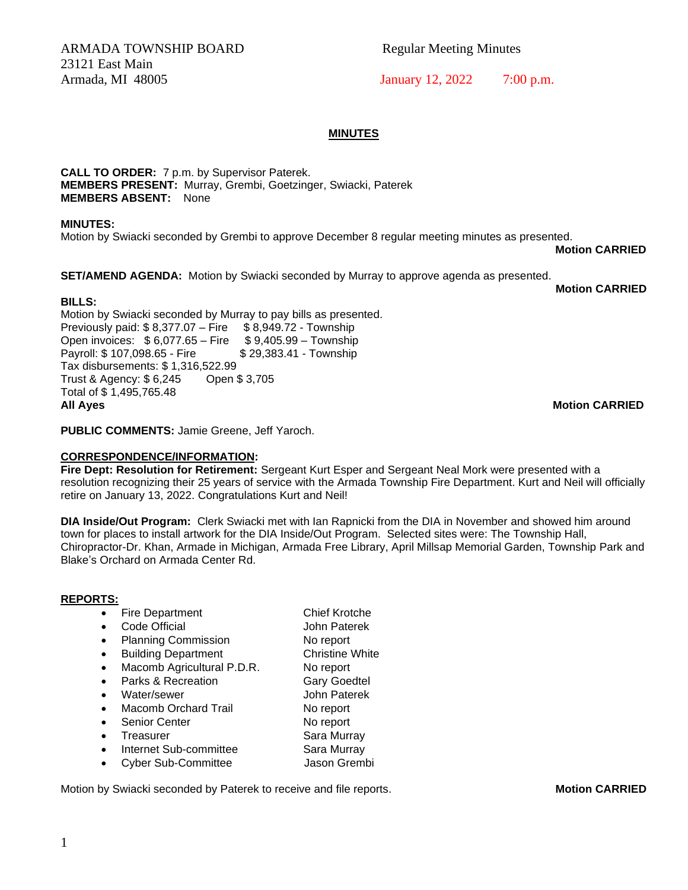ARMADA TOWNSHIP BOARD
23121 East Main
Armada, MI 48005

Regular Meeting Minutes
January 12, 2022 7:00 p.m.

## MINUTES

**CALL TO ORDER:** 7 p.m. by Supervisor Paterek.
**MEMBERS PRESENT:** Murray, Grembi, Goetzinger, Swiacki, Paterek
**MEMBERS ABSENT:** None

**MINUTES:**
Motion by Swiacki seconded by Grembi to approve December 8 regular meeting minutes as presented.
**Motion CARRIED**

**SET/AMEND AGENDA:** Motion by Swiacki seconded by Murray to approve agenda as presented.
**Motion CARRIED**

**BILLS:**
Motion by Swiacki seconded by Murray to pay bills as presented.
Previously paid: $ 8,377.07 – Fire $ 8,949.72 - Township
Open invoices: $ 6,077.65 – Fire $ 9,405.99 – Township
Payroll: $ 107,098.65 - Fire $ 29,383.41 - Township
Tax disbursements: $ 1,316,522.99
Trust & Agency: $ 6,245 Open $ 3,705
Total of $ 1,495,765.48
**All Ayes** **Motion CARRIED**

**PUBLIC COMMENTS:** Jamie Greene, Jeff Yaroch.

**CORRESPONDENCE/INFORMATION:**
**Fire Dept: Resolution for Retirement:** Sergeant Kurt Esper and Sergeant Neal Mork were presented with a resolution recognizing their 25 years of service with the Armada Township Fire Department. Kurt and Neil will officially retire on January 13, 2022. Congratulations Kurt and Neil!

**DIA Inside/Out Program:** Clerk Swiacki met with Ian Rapnicki from the DIA in November and showed him around town for places to install artwork for the DIA Inside/Out Program. Selected sites were: The Township Hall, Chiropractor-Dr. Khan, Armade in Michigan, Armada Free Library, April Millsap Memorial Garden, Township Park and Blake's Orchard on Armada Center Rd.

**REPORTS:**

- Fire Department — Chief Krotche
- Code Official — John Paterek
- Planning Commission — No report
- Building Department — Christine White
- Macomb Agricultural P.D.R. — No report
- Parks & Recreation — Gary Goedtel
- Water/sewer — John Paterek
- Macomb Orchard Trail — No report
- Senior Center — No report
- Treasurer — Sara Murray
- Internet Sub-committee — Sara Murray
- Cyber Sub-Committee — Jason Grembi

Motion by Swiacki seconded by Paterek to receive and file reports. **Motion CARRIED**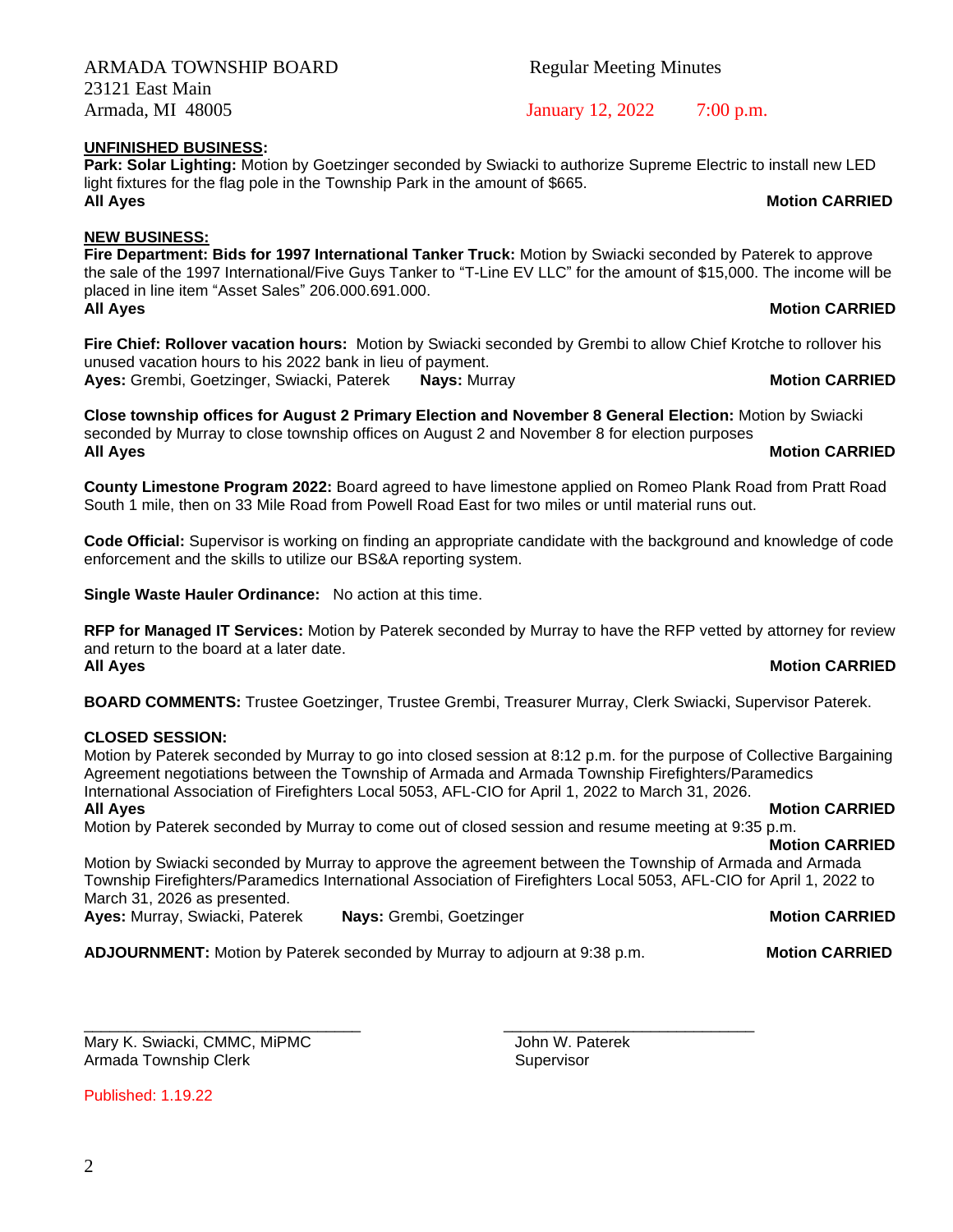ARMADA TOWNSHIP BOARD
23121 East Main
Armada, MI 48005

Regular Meeting Minutes

January 12, 2022 7:00 p.m.

**UNFINISHED BUSINESS:**

**Park: Solar Lighting:** Motion by Goetzinger seconded by Swiacki to authorize Supreme Electric to install new LED light fixtures for the flag pole in the Township Park in the amount of $665.
**All Ayes** **Motion CARRIED**

**NEW BUSINESS:**

**Fire Department: Bids for 1997 International Tanker Truck:** Motion by Swiacki seconded by Paterek to approve the sale of the 1997 International/Five Guys Tanker to "T-Line EV LLC" for the amount of $15,000. The income will be placed in line item "Asset Sales" 206.000.691.000.
**All Ayes** **Motion CARRIED**

**Fire Chief: Rollover vacation hours:** Motion by Swiacki seconded by Grembi to allow Chief Krotche to rollover his unused vacation hours to his 2022 bank in lieu of payment.
**Ayes:** Grembi, Goetzinger, Swiacki, Paterek **Nays:** Murray **Motion CARRIED**

**Close township offices for August 2 Primary Election and November 8 General Election:** Motion by Swiacki seconded by Murray to close township offices on August 2 and November 8 for election purposes
**All Ayes** **Motion CARRIED**

**County Limestone Program 2022:** Board agreed to have limestone applied on Romeo Plank Road from Pratt Road South 1 mile, then on 33 Mile Road from Powell Road East for two miles or until material runs out.

**Code Official:** Supervisor is working on finding an appropriate candidate with the background and knowledge of code enforcement and the skills to utilize our BS&A reporting system.

**Single Waste Hauler Ordinance:** No action at this time.

**RFP for Managed IT Services:** Motion by Paterek seconded by Murray to have the RFP vetted by attorney for review and return to the board at a later date.
**All Ayes** **Motion CARRIED**

**BOARD COMMENTS:** Trustee Goetzinger, Trustee Grembi, Treasurer Murray, Clerk Swiacki, Supervisor Paterek.

**CLOSED SESSION:**
Motion by Paterek seconded by Murray to go into closed session at 8:12 p.m. for the purpose of Collective Bargaining Agreement negotiations between the Township of Armada and Armada Township Firefighters/Paramedics International Association of Firefighters Local 5053, AFL-CIO for April 1, 2022 to March 31, 2026.
**All Ayes** **Motion CARRIED**
Motion by Paterek seconded by Murray to come out of closed session and resume meeting at 9:35 p.m.
**Motion CARRIED**
Motion by Swiacki seconded by Murray to approve the agreement between the Township of Armada and Armada Township Firefighters/Paramedics International Association of Firefighters Local 5053, AFL-CIO for April 1, 2022 to March 31, 2026 as presented.
**Ayes:** Murray, Swiacki, Paterek **Nays:** Grembi, Goetzinger **Motion CARRIED**

**ADJOURNMENT:** Motion by Paterek seconded by Murray to adjourn at 9:38 p.m. **Motion CARRIED**

\_\_\_\_\_\_\_\_\_\_\_\_\_\_\_\_\_\_\_\_\_\_\_\_\_\_\_\_\_\_
Mary K. Swiacki, CMMC, MiPMC
Armada Township Clerk

\_\_\_\_\_\_\_\_\_\_\_\_\_\_\_\_\_\_\_\_\_\_\_\_\_\_\_\_\_\_
John W. Paterek
Supervisor

Published: 1.19.22